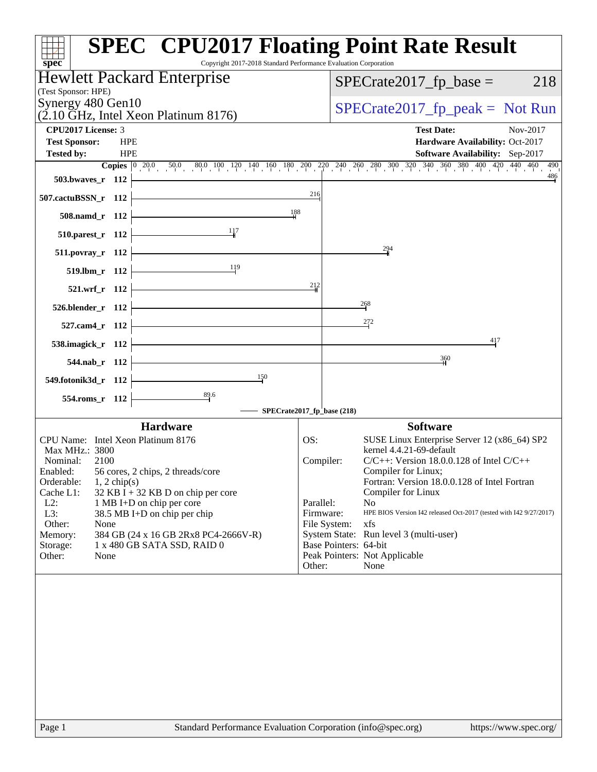# SPEC CPU2017 Floating Point Rate Result

Copyright 2017-2018 Standard Performance Evaluation Corporation

**Hewlett Packard Enterprise**
(Test Sponsor: HPE)
Synergy 480 Gen10
(2.10 GHz, Intel Xeon Platinum 8176)

SPECrate2017_fp_base = 218

SPECrate2017_fp_peak = Not Run

| | | | |
|---|---|---|---|
| **CPU2017 License:** | 3 | **Test Date:** | Nov-2017 |
| **Test Sponsor:** | HPE | **Hardware Availability:** | Oct-2017 |
| **Tested by:** | HPE | **Software Availability:** | Sep-2017 |

| Benchmark | Copies | SPECrate2017_fp_base |
|---|---|---|
| 503.bwaves_r | 112 | 486 |
| 507.cactuBSSN_r | 112 | 216 |
| 508.namd_r | 112 | 188 |
| 510.parest_r | 112 | 117 |
| 511.povray_r | 112 | 294 |
| 519.lbm_r | 112 | 119 |
| 521.wrf_r | 112 | 212 |
| 526.blender_r | 112 | 268 |
| 527.cam4_r | 112 | 272 |
| 538.imagick_r | 112 | 417 |
| 544.nab_r | 112 | 360 |
| 549.fotonik3d_r | 112 | 150 |
| 554.roms_r | 112 | 89.6 |

SPECrate2017_fp_base (218)

## Hardware

| | |
|---|---|
| CPU Name: | Intel Xeon Platinum 8176 |
| Max MHz.: | 3800 |
| Nominal: | 2100 |
| Enabled: | 56 cores, 2 chips, 2 threads/core |
| Orderable: | 1, 2 chip(s) |
| Cache L1: | 32 KB I + 32 KB D on chip per core |
| L2: | 1 MB I+D on chip per core |
| L3: | 38.5 MB I+D on chip per chip |
| Other: | None |
| Memory: | 384 GB (24 x 16 GB 2Rx8 PC4-2666V-R) |
| Storage: | 1 x 480 GB SATA SSD, RAID 0 |
| Other: | None |

## Software

| | |
|---|---|
| OS: | SUSE Linux Enterprise Server 12 (x86_64) SP2 kernel 4.4.21-69-default |
| Compiler: | C/C++: Version 18.0.0.128 of Intel C/C++ Compiler for Linux; Fortran: Version 18.0.0.128 of Intel Fortran Compiler for Linux |
| Parallel: | No |
| Firmware: | HPE BIOS Version I42 released Oct-2017 (tested with I42 9/27/2017) |
| File System: | xfs |
| System State: | Run level 3 (multi-user) |
| Base Pointers: | 64-bit |
| Peak Pointers: | Not Applicable |
| Other: | None |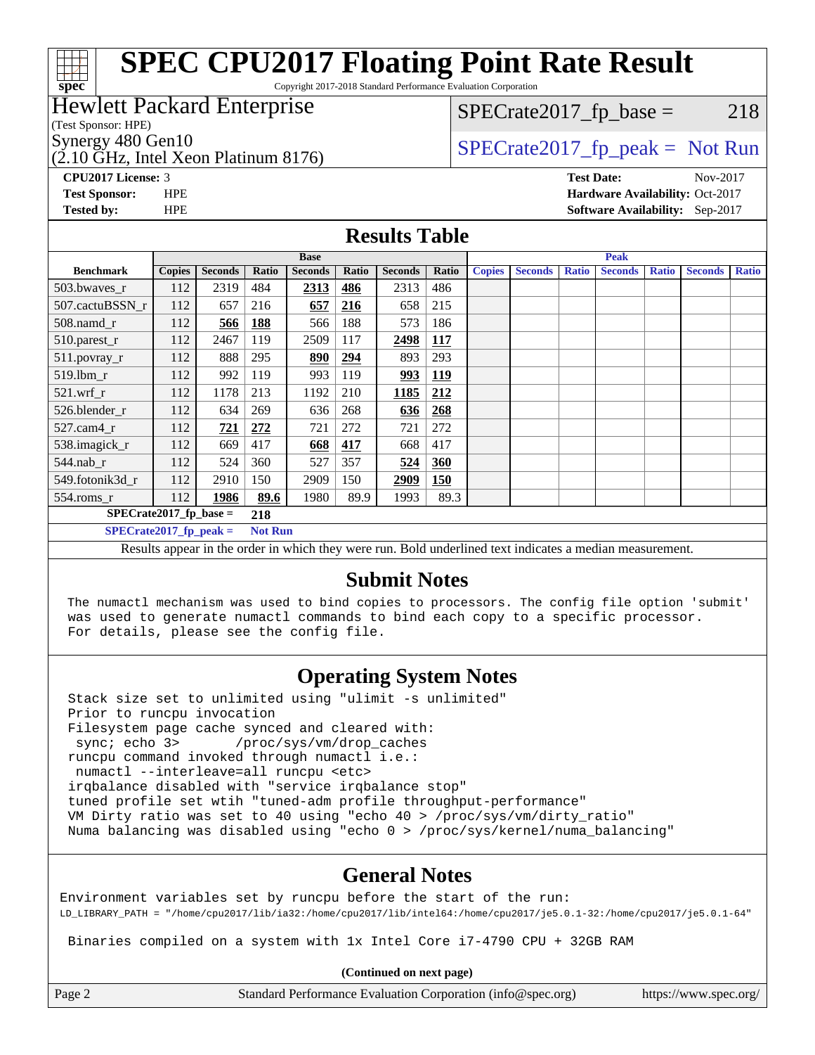# SPEC CPU2017 Floating Point Rate Result

Copyright 2017-2018 Standard Performance Evaluation Corporation

## Hewlett Packard Enterprise

(Test Sponsor: HPE)

Synergy 480 Gen10

(2.10 GHz, Intel Xeon Platinum 8176)

SPECrate2017_fp_base = 218

SPECrate2017_fp_peak = Not Run

**CPU2017 License:** 3
**Test Sponsor:** HPE
**Tested by:** HPE
**Test Date:** Nov-2017
**Hardware Availability:** Oct-2017
**Software Availability:** Sep-2017

## Results Table

| Benchmark | Base | | | | | | | Peak | | | | | | |
|---|---|---|---|---|---|---|---|---|---|---|---|---|---|---|
| | Copies | Seconds | Ratio | Seconds | Ratio | Seconds | Ratio | Copies | Seconds | Ratio | Seconds | Ratio | Seconds | Ratio |
| 503.bwaves_r | 112 | 2319 | 484 | **2313** | **486** | 2313 | 486 | | | | | | | |
| 507.cactuBSSN_r | 112 | 657 | 216 | **657** | **216** | 658 | 215 | | | | | | | |
| 508.namd_r | 112 | **566** | **188** | 566 | 188 | 573 | 186 | | | | | | | |
| 510.parest_r | 112 | 2467 | 119 | 2509 | 117 | **2498** | **117** | | | | | | | |
| 511.povray_r | 112 | 888 | 295 | **890** | **294** | 893 | 293 | | | | | | | |
| 519.lbm_r | 112 | 992 | 119 | 993 | 119 | **993** | **119** | | | | | | | |
| 521.wrf_r | 112 | 1178 | 213 | 1192 | 210 | **1185** | **212** | | | | | | | |
| 526.blender_r | 112 | 634 | 269 | 636 | 268 | **636** | **268** | | | | | | | |
| 527.cam4_r | 112 | **721** | **272** | 721 | 272 | 721 | 272 | | | | | | | |
| 538.imagick_r | 112 | 669 | 417 | **668** | **417** | 668 | 417 | | | | | | | |
| 544.nab_r | 112 | 524 | 360 | 527 | 357 | **524** | **360** | | | | | | | |
| 549.fotonik3d_r | 112 | 2910 | 150 | 2909 | 150 | **2909** | **150** | | | | | | | |
| 554.roms_r | 112 | **1986** | **89.6** | 1980 | 89.9 | 1993 | 89.3 | | | | | | | |

**SPECrate2017_fp_base = 218**

**SPECrate2017_fp_peak = Not Run**

Results appear in the order in which they were run. Bold underlined text indicates a median measurement.

## Submit Notes

```
The numactl mechanism was used to bind copies to processors. The config file option 'submit'
was used to generate numactl commands to bind each copy to a specific processor.
For details, please see the config file.
```

## Operating System Notes

```
Stack size set to unlimited using "ulimit -s unlimited"
Prior to runcpu invocation
Filesystem page cache synced and cleared with:
 sync; echo 3>       /proc/sys/vm/drop_caches
runcpu command invoked through numactl i.e.:
 numactl --interleave=all runcpu <etc>
irqbalance disabled with "service irqbalance stop"
tuned profile set wtih "tuned-adm profile throughput-performance"
VM Dirty ratio was set to 40 using "echo 40 > /proc/sys/vm/dirty_ratio"
Numa balancing was disabled using "echo 0 > /proc/sys/kernel/numa_balancing"
```

## General Notes

```
Environment variables set by runcpu before the start of the run:
LD_LIBRARY_PATH = "/home/cpu2017/lib/ia32:/home/cpu2017/lib/intel64:/home/cpu2017/je5.0.1-32:/home/cpu2017/je5.0.1-64"

 Binaries compiled on a system with 1x Intel Core i7-4790 CPU + 32GB RAM
```

**(Continued on next page)**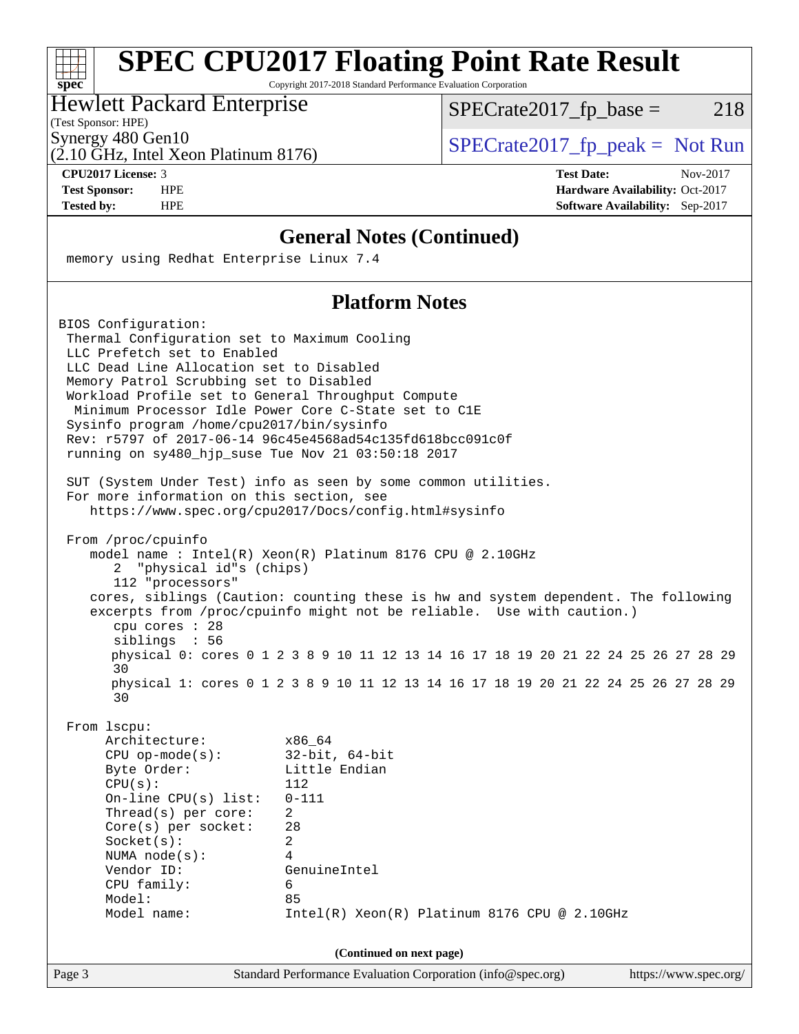## General Notes (Continued)

```
memory using Redhat Enterprise Linux 7.4
```

## Platform Notes

```
BIOS Configuration:
 Thermal Configuration set to Maximum Cooling
 LLC Prefetch set to Enabled
 LLC Dead Line Allocation set to Disabled
 Memory Patrol Scrubbing set to Disabled
 Workload Profile set to General Throughput Compute
  Minimum Processor Idle Power Core C-State set to C1E
 Sysinfo program /home/cpu2017/bin/sysinfo
 Rev: r5797 of 2017-06-14 96c45e4568ad54c135fd618bcc091c0f
 running on sy480_hjp_suse Tue Nov 21 03:50:18 2017

 SUT (System Under Test) info as seen by some common utilities.
 For more information on this section, see
    https://www.spec.org/cpu2017/Docs/config.html#sysinfo

 From /proc/cpuinfo
    model name : Intel(R) Xeon(R) Platinum 8176 CPU @ 2.10GHz
       2  "physical id"s (chips)
       112 "processors"
    cores, siblings (Caution: counting these is hw and system dependent. The following
    excerpts from /proc/cpuinfo might not be reliable.  Use with caution.)
       cpu cores : 28
       siblings  : 56
       physical 0: cores 0 1 2 3 8 9 10 11 12 13 14 16 17 18 19 20 21 22 24 25 26 27 28 29
       30
       physical 1: cores 0 1 2 3 8 9 10 11 12 13 14 16 17 18 19 20 21 22 24 25 26 27 28 29
       30

 From lscpu:
      Architecture:          x86_64
      CPU op-mode(s):        32-bit, 64-bit
      Byte Order:            Little Endian
      CPU(s):                112
      On-line CPU(s) list:   0-111
      Thread(s) per core:    2
      Core(s) per socket:    28
      Socket(s):             2
      NUMA node(s):          4
      Vendor ID:             GenuineIntel
      CPU family:            6
      Model:                 85
      Model name:            Intel(R) Xeon(R) Platinum 8176 CPU @ 2.10GHz
```

**(Continued on next page)**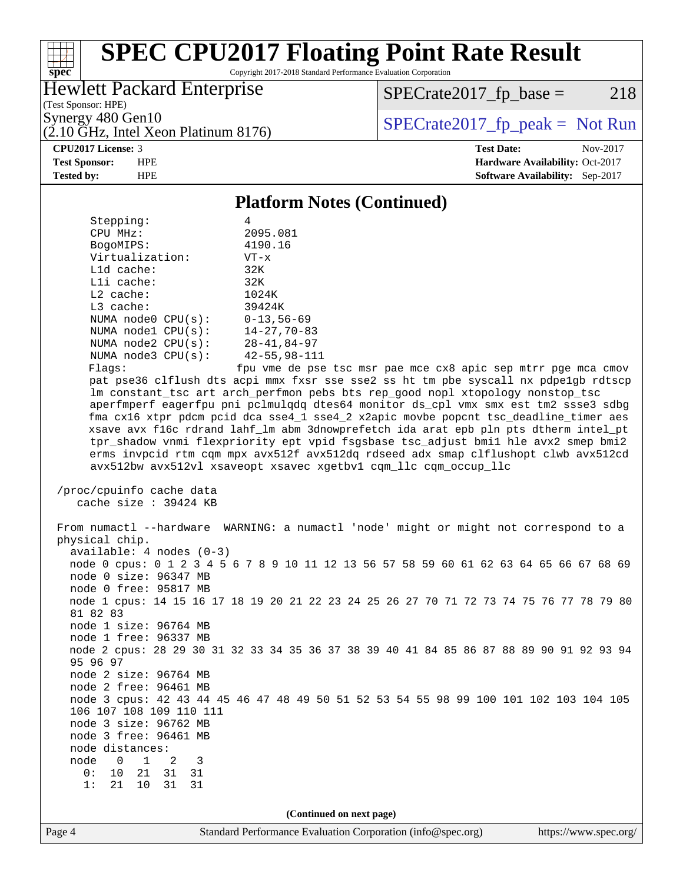## Platform Notes (Continued)

```
     Stepping:              4
     CPU MHz:               2095.081
     BogoMIPS:              4190.16
     Virtualization:        VT-x
     L1d cache:             32K
     L1i cache:             32K
     L2 cache:              1024K
     L3 cache:              39424K
     NUMA node0 CPU(s):     0-13,56-69
     NUMA node1 CPU(s):     14-27,70-83
     NUMA node2 CPU(s):     28-41,84-97
     NUMA node3 CPU(s):     42-55,98-111
     Flags:                 fpu vme de pse tsc msr pae mce cx8 apic sep mtrr pge mca cmov
     pat pse36 clflush dts acpi mmx fxsr sse sse2 ss ht tm pbe syscall nx pdpe1gb rdtscp
     lm constant_tsc art arch_perfmon pebs bts rep_good nopl xtopology nonstop_tsc
     aperfmperf eagerfpu pni pclmulqdq dtes64 monitor ds_cpl vmx smx est tm2 ssse3 sdbg
     fma cx16 xtpr pdcm pcid dca sse4_1 sse4_2 x2apic movbe popcnt tsc_deadline_timer aes
     xsave avx f16c rdrand lahf_lm abm 3dnowprefetch ida arat epb pln pts dtherm intel_pt
     tpr_shadow vnmi flexpriority ept vpid fsgsbase tsc_adjust bmi1 hle avx2 smep bmi2
     erms invpcid rtm cqm mpx avx512f avx512dq rdseed adx smap clflushopt clwb avx512cd
     avx512bw avx512vl xsaveopt xsavec xgetbv1 cqm_llc cqm_occup_llc

 /proc/cpuinfo cache data
    cache size : 39424 KB

 From numactl --hardware  WARNING: a numactl 'node' might or might not correspond to a
 physical chip.
   available: 4 nodes (0-3)
   node 0 cpus: 0 1 2 3 4 5 6 7 8 9 10 11 12 13 56 57 58 59 60 61 62 63 64 65 66 67 68 69
   node 0 size: 96347 MB
   node 0 free: 95817 MB
   node 1 cpus: 14 15 16 17 18 19 20 21 22 23 24 25 26 27 70 71 72 73 74 75 76 77 78 79 80
   81 82 83
   node 1 size: 96764 MB
   node 1 free: 96337 MB
   node 2 cpus: 28 29 30 31 32 33 34 35 36 37 38 39 40 41 84 85 86 87 88 89 90 91 92 93 94
   95 96 97
   node 2 size: 96764 MB
   node 2 free: 96461 MB
   node 3 cpus: 42 43 44 45 46 47 48 49 50 51 52 53 54 55 98 99 100 101 102 103 104 105
   106 107 108 109 110 111
   node 3 size: 96762 MB
   node 3 free: 96461 MB
   node distances:
   node   0   1   2   3
     0:  10  21  31  31
     1:  21  10  31  31
```

(Continued on next page)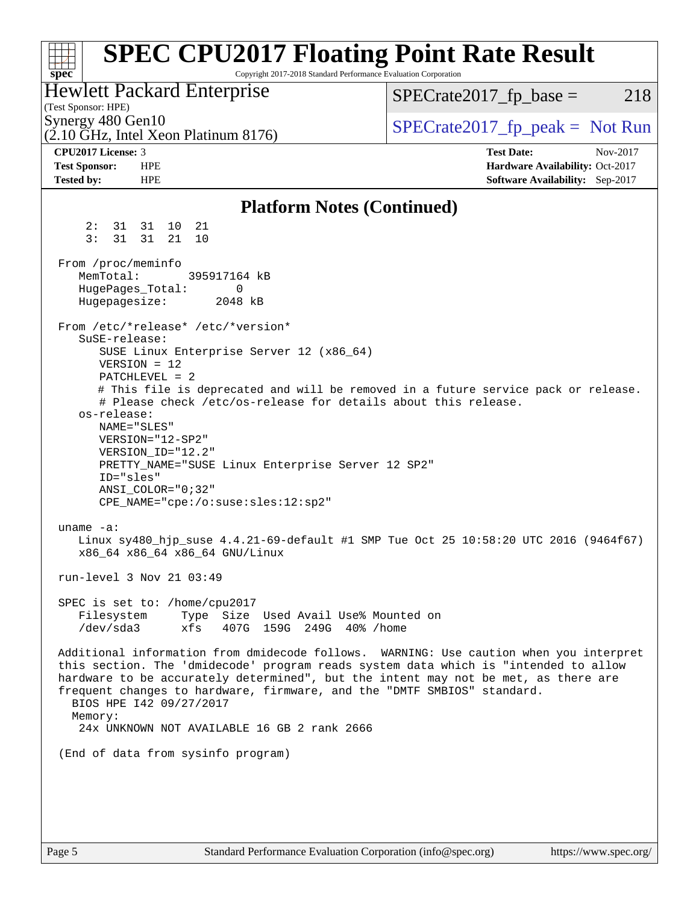# SPEC CPU2017 Floating Point Rate Result

Copyright 2017-2018 Standard Performance Evaluation Corporation

Hewlett Packard Enterprise
(Test Sponsor: HPE)
Synergy 480 Gen10
(2.10 GHz, Intel Xeon Platinum 8176)

SPECrate2017_fp_base = 218

SPECrate2017_fp_peak = Not Run

**CPU2017 License:** 3
**Test Sponsor:** HPE
**Tested by:** HPE

**Test Date:** Nov-2017
**Hardware Availability:** Oct-2017
**Software Availability:** Sep-2017

## Platform Notes (Continued)

```
     2:  31  31  10  21
     3:  31  31  21  10

 From /proc/meminfo
    MemTotal:       395917164 kB
    HugePages_Total:       0
    Hugepagesize:       2048 kB

 From /etc/*release* /etc/*version*
    SuSE-release:
       SUSE Linux Enterprise Server 12 (x86_64)
       VERSION = 12
       PATCHLEVEL = 2
       # This file is deprecated and will be removed in a future service pack or release.
       # Please check /etc/os-release for details about this release.
    os-release:
       NAME="SLES"
       VERSION="12-SP2"
       VERSION_ID="12.2"
       PRETTY_NAME="SUSE Linux Enterprise Server 12 SP2"
       ID="sles"
       ANSI_COLOR="0;32"
       CPE_NAME="cpe:/o:suse:sles:12:sp2"

 uname -a:
    Linux sy480_hjp_suse 4.4.21-69-default #1 SMP Tue Oct 25 10:58:20 UTC 2016 (9464f67)
    x86_64 x86_64 x86_64 GNU/Linux

 run-level 3 Nov 21 03:49

 SPEC is set to: /home/cpu2017
    Filesystem     Type  Size  Used Avail Use% Mounted on
    /dev/sda3      xfs   407G  159G  249G  40% /home

 Additional information from dmidecode follows.  WARNING: Use caution when you interpret
 this section. The 'dmidecode' program reads system data which is "intended to allow
 hardware to be accurately determined", but the intent may not be met, as there are
 frequent changes to hardware, firmware, and the "DMTF SMBIOS" standard.
   BIOS HPE I42 09/27/2017
   Memory:
    24x UNKNOWN NOT AVAILABLE 16 GB 2 rank 2666

 (End of data from sysinfo program)
```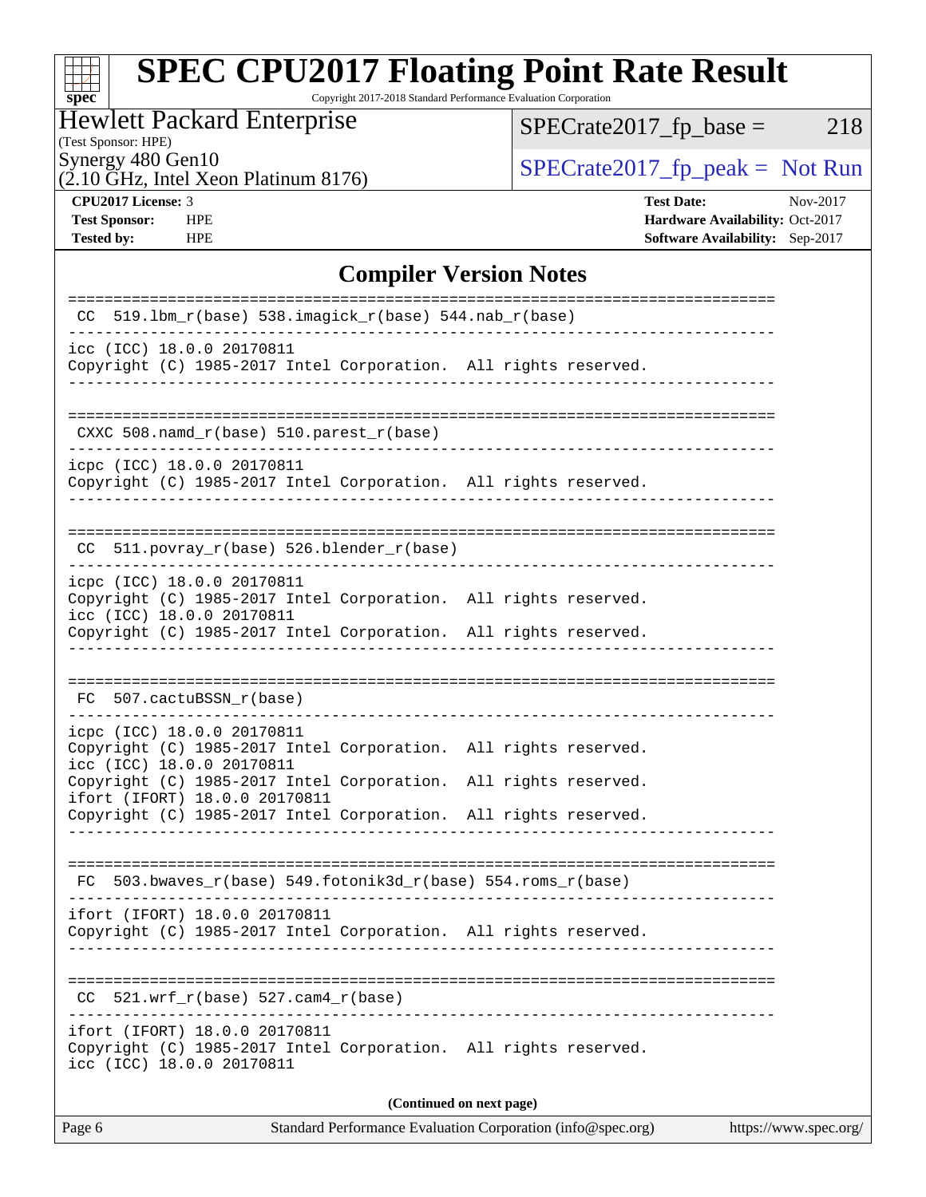# SPEC CPU2017 Floating Point Rate Result

Copyright 2017-2018 Standard Performance Evaluation Corporation

**Hewlett Packard Enterprise**
(Test Sponsor: HPE)
Synergy 480 Gen10
(2.10 GHz, Intel Xeon Platinum 8176)

SPECrate2017_fp_base = 218

SPECrate2017_fp_peak = Not Run

| | | | |
|---|---|---|---|
| **CPU2017 License:** | 3 | **Test Date:** | Nov-2017 |
| **Test Sponsor:** | HPE | **Hardware Availability:** | Oct-2017 |
| **Tested by:** | HPE | **Software Availability:** | Sep-2017 |

## Compiler Version Notes

```
==============================================================================
 CC  519.lbm_r(base) 538.imagick_r(base) 544.nab_r(base)
------------------------------------------------------------------------------
icc (ICC) 18.0.0 20170811
Copyright (C) 1985-2017 Intel Corporation.  All rights reserved.
------------------------------------------------------------------------------

==============================================================================
 CXXC 508.namd_r(base) 510.parest_r(base)
------------------------------------------------------------------------------
icpc (ICC) 18.0.0 20170811
Copyright (C) 1985-2017 Intel Corporation.  All rights reserved.
------------------------------------------------------------------------------

==============================================================================
 CC  511.povray_r(base) 526.blender_r(base)
------------------------------------------------------------------------------
icpc (ICC) 18.0.0 20170811
Copyright (C) 1985-2017 Intel Corporation.  All rights reserved.
icc (ICC) 18.0.0 20170811
Copyright (C) 1985-2017 Intel Corporation.  All rights reserved.
------------------------------------------------------------------------------

==============================================================================
 FC  507.cactuBSSN_r(base)
------------------------------------------------------------------------------
icpc (ICC) 18.0.0 20170811
Copyright (C) 1985-2017 Intel Corporation.  All rights reserved.
icc (ICC) 18.0.0 20170811
Copyright (C) 1985-2017 Intel Corporation.  All rights reserved.
ifort (IFORT) 18.0.0 20170811
Copyright (C) 1985-2017 Intel Corporation.  All rights reserved.
------------------------------------------------------------------------------

==============================================================================
 FC  503.bwaves_r(base) 549.fotonik3d_r(base) 554.roms_r(base)
------------------------------------------------------------------------------
ifort (IFORT) 18.0.0 20170811
Copyright (C) 1985-2017 Intel Corporation.  All rights reserved.
------------------------------------------------------------------------------

==============================================================================
 CC  521.wrf_r(base) 527.cam4_r(base)
------------------------------------------------------------------------------
ifort (IFORT) 18.0.0 20170811
Copyright (C) 1985-2017 Intel Corporation.  All rights reserved.
icc (ICC) 18.0.0 20170811
```

**(Continued on next page)**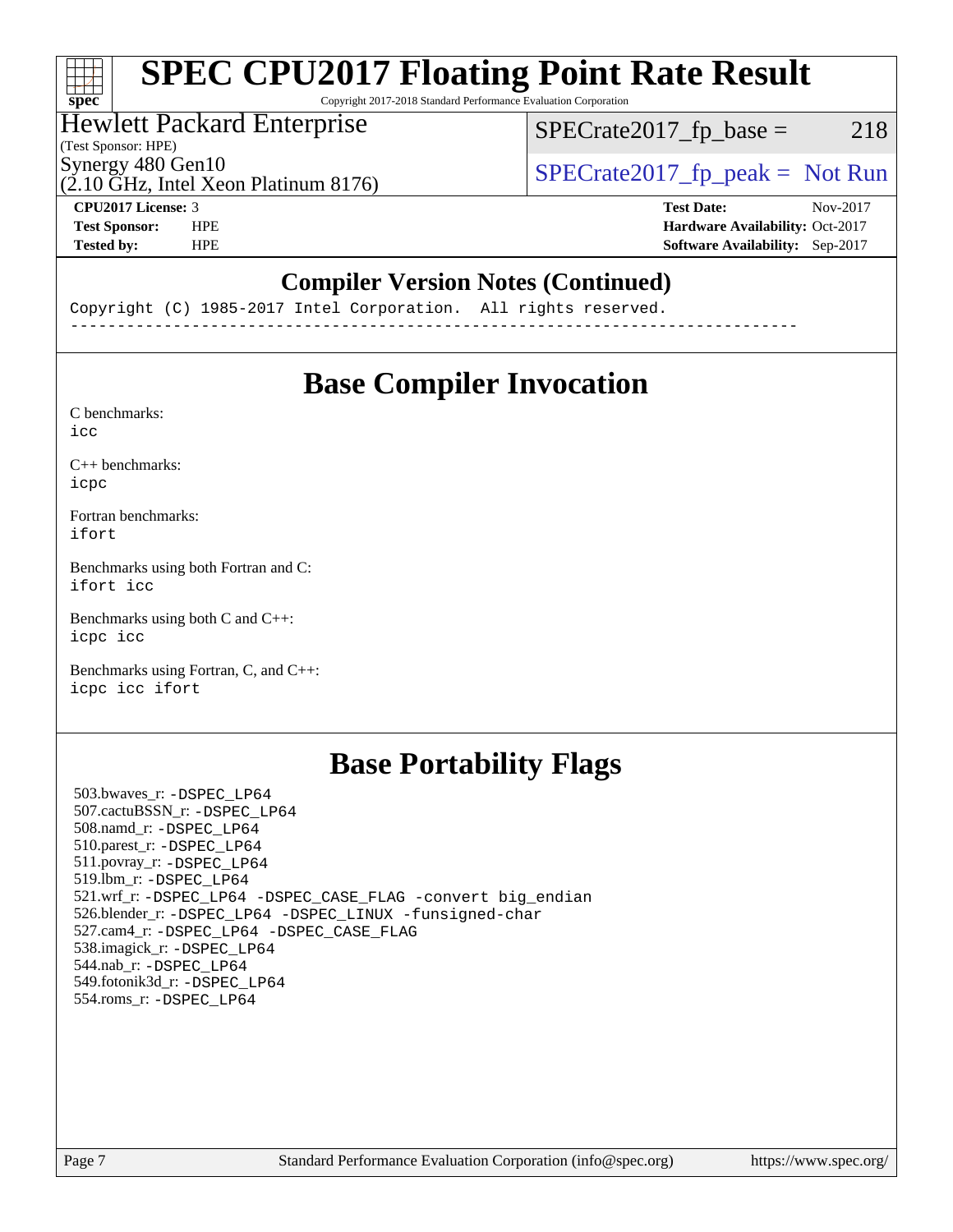## Compiler Version Notes (Continued)

```
Copyright (C) 1985-2017 Intel Corporation.  All rights reserved.
------------------------------------------------------------------------------
```

## Base Compiler Invocation

C benchmarks:
`icc`

C++ benchmarks:
`icpc`

Fortran benchmarks:
`ifort`

Benchmarks using both Fortran and C:
`ifort icc`

Benchmarks using both C and C++:
`icpc icc`

Benchmarks using Fortran, C, and C++:
`icpc icc ifort`

## Base Portability Flags

503.bwaves_r: `-DSPEC_LP64`
507.cactuBSSN_r: `-DSPEC_LP64`
508.namd_r: `-DSPEC_LP64`
510.parest_r: `-DSPEC_LP64`
511.povray_r: `-DSPEC_LP64`
519.lbm_r: `-DSPEC_LP64`
521.wrf_r: `-DSPEC_LP64 -DSPEC_CASE_FLAG -convert big_endian`
526.blender_r: `-DSPEC_LP64 -DSPEC_LINUX -funsigned-char`
527.cam4_r: `-DSPEC_LP64 -DSPEC_CASE_FLAG`
538.imagick_r: `-DSPEC_LP64`
544.nab_r: `-DSPEC_LP64`
549.fotonik3d_r: `-DSPEC_LP64`
554.roms_r: `-DSPEC_LP64`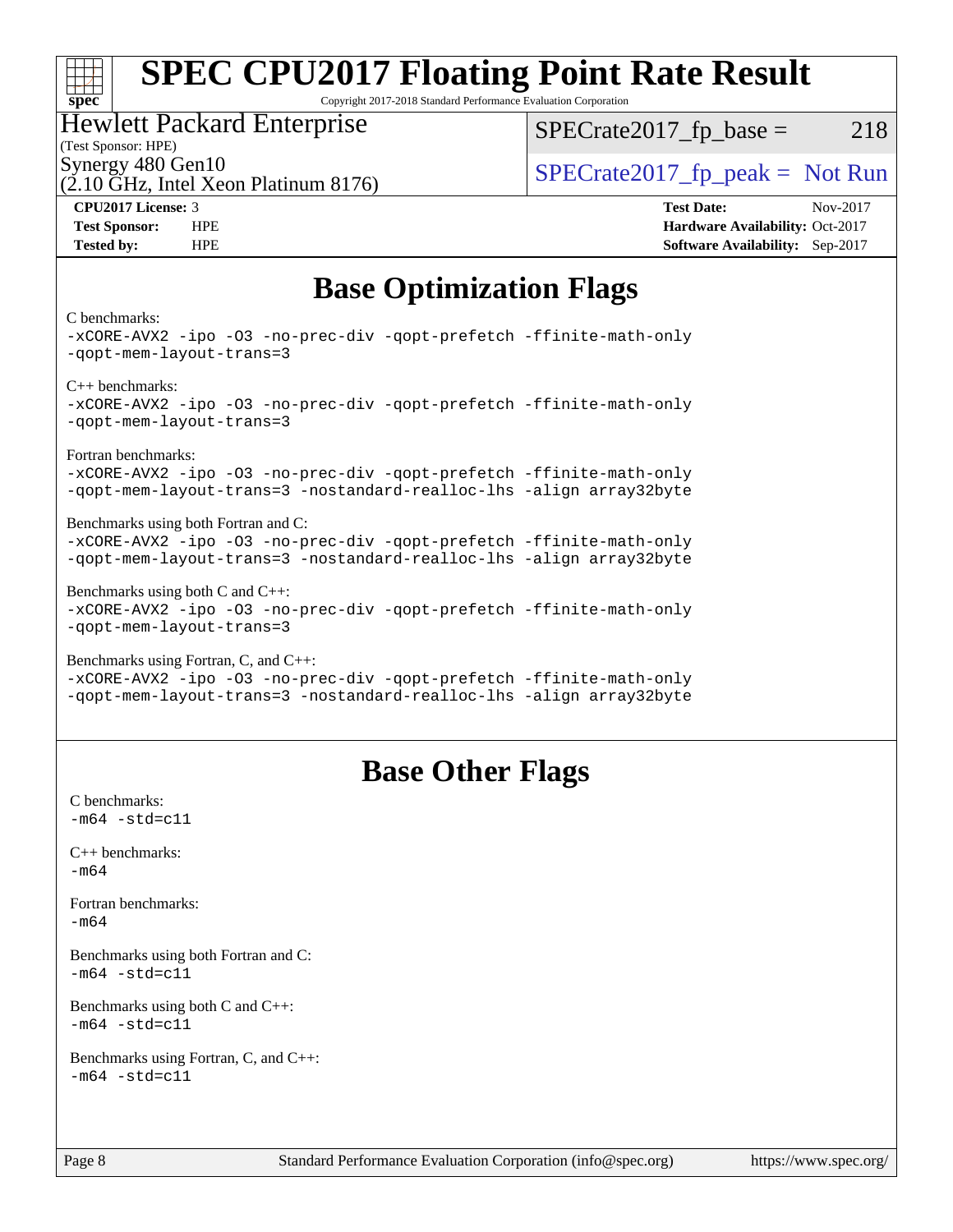# SPEC CPU2017 Floating Point Rate Result

Copyright 2017-2018 Standard Performance Evaluation Corporation

Hewlett Packard Enterprise
(Test Sponsor: HPE)
Synergy 480 Gen10
(2.10 GHz, Intel Xeon Platinum 8176)

SPECrate2017_fp_base = 218

SPECrate2017_fp_peak = Not Run

**CPU2017 License:** 3
**Test Sponsor:** HPE
**Tested by:** HPE

**Test Date:** Nov-2017
**Hardware Availability:** Oct-2017
**Software Availability:** Sep-2017

## Base Optimization Flags

C benchmarks:
```
-xCORE-AVX2 -ipo -O3 -no-prec-div -qopt-prefetch -ffinite-math-only
-qopt-mem-layout-trans=3
```

C++ benchmarks:
```
-xCORE-AVX2 -ipo -O3 -no-prec-div -qopt-prefetch -ffinite-math-only
-qopt-mem-layout-trans=3
```

Fortran benchmarks:
```
-xCORE-AVX2 -ipo -O3 -no-prec-div -qopt-prefetch -ffinite-math-only
-qopt-mem-layout-trans=3 -nostandard-realloc-lhs -align array32byte
```

Benchmarks using both Fortran and C:
```
-xCORE-AVX2 -ipo -O3 -no-prec-div -qopt-prefetch -ffinite-math-only
-qopt-mem-layout-trans=3 -nostandard-realloc-lhs -align array32byte
```

Benchmarks using both C and C++:
```
-xCORE-AVX2 -ipo -O3 -no-prec-div -qopt-prefetch -ffinite-math-only
-qopt-mem-layout-trans=3
```

Benchmarks using Fortran, C, and C++:
```
-xCORE-AVX2 -ipo -O3 -no-prec-div -qopt-prefetch -ffinite-math-only
-qopt-mem-layout-trans=3 -nostandard-realloc-lhs -align array32byte
```

## Base Other Flags

C benchmarks:
```
-m64 -std=c11
```

C++ benchmarks:
```
-m64
```

Fortran benchmarks:
```
-m64
```

Benchmarks using both Fortran and C:
```
-m64 -std=c11
```

Benchmarks using both C and C++:
```
-m64 -std=c11
```

Benchmarks using Fortran, C, and C++:
```
-m64 -std=c11
```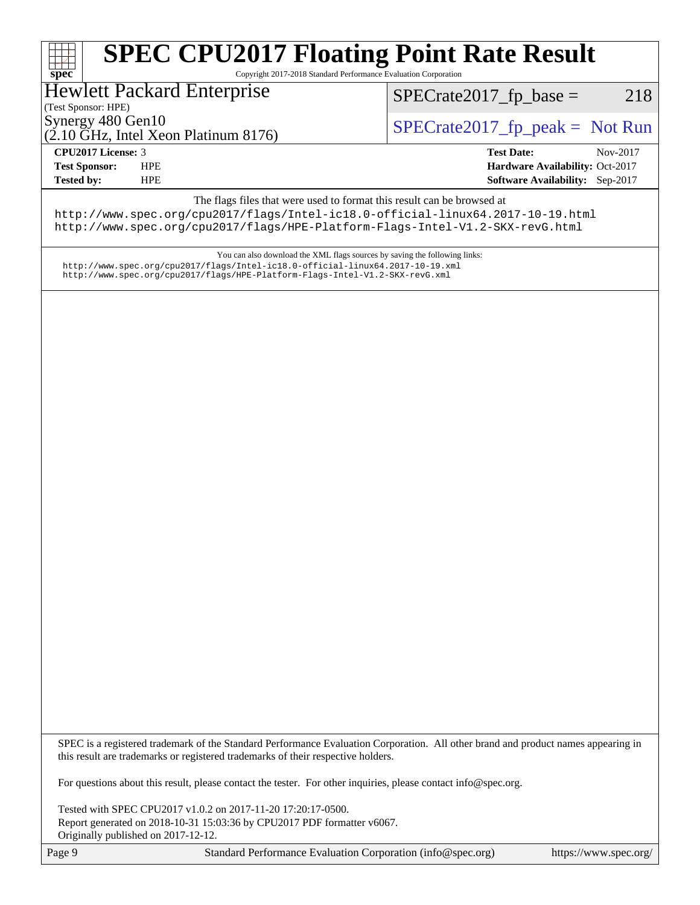The flags files that were used to format this result can be browsed at

http://www.spec.org/cpu2017/flags/Intel-ic18.0-official-linux64.2017-10-19.html
http://www.spec.org/cpu2017/flags/HPE-Platform-Flags-Intel-V1.2-SKX-revG.html

You can also download the XML flags sources by saving the following links:

http://www.spec.org/cpu2017/flags/Intel-ic18.0-official-linux64.2017-10-19.xml
http://www.spec.org/cpu2017/flags/HPE-Platform-Flags-Intel-V1.2-SKX-revG.xml

SPEC is a registered trademark of the Standard Performance Evaluation Corporation. All other brand and product names appearing in this result are trademarks or registered trademarks of their respective holders.

For questions about this result, please contact the tester. For other inquiries, please contact info@spec.org.

Tested with SPEC CPU2017 v1.0.2 on 2017-11-20 17:20:17-0500.
Report generated on 2018-10-31 15:03:36 by CPU2017 PDF formatter v6067.
Originally published on 2017-12-12.